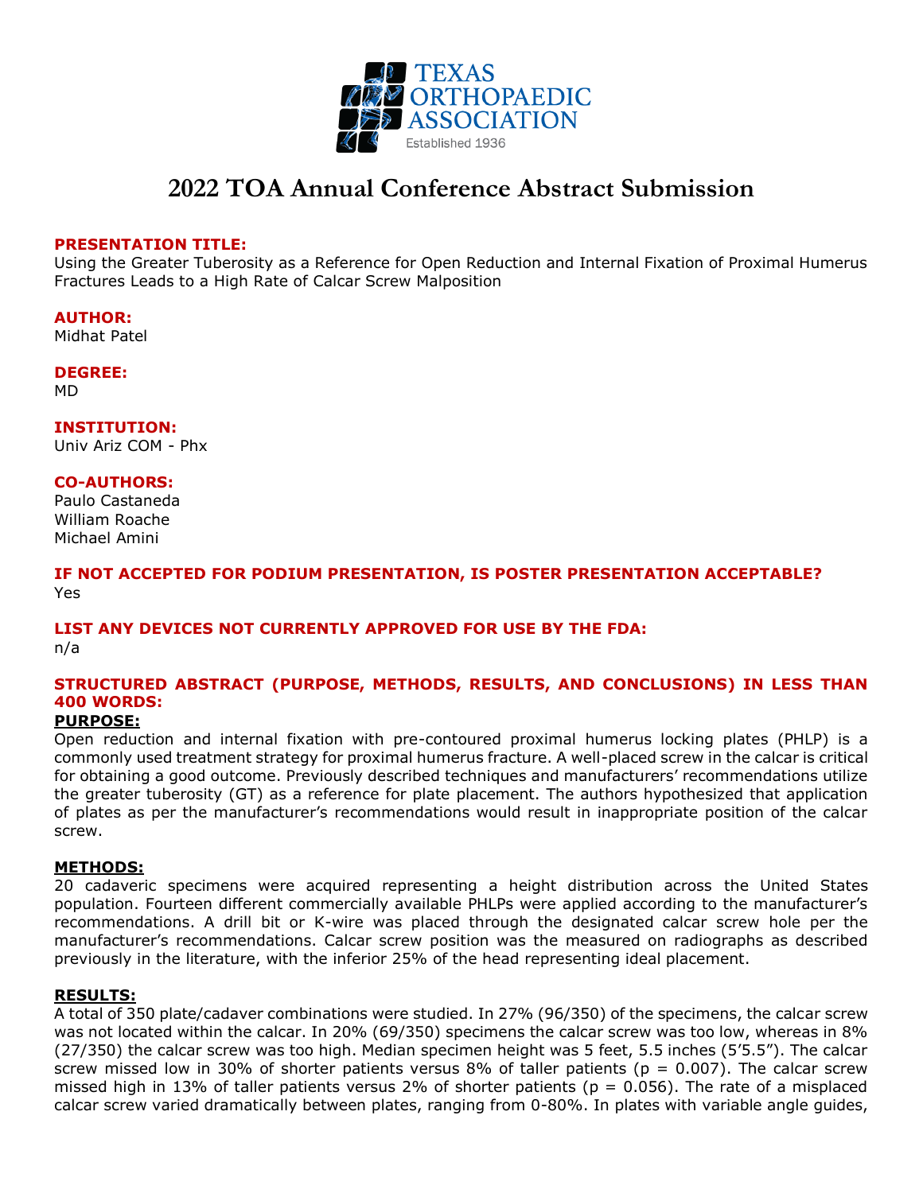# 2022 TOA Annual Conference Abstract Submission

**PRESENTATION TITLE:**
Using the Greater Tuberosity as a Reference for Open Reduction and Internal Fixation of Proximal Humerus Fractures Leads to a High Rate of Calcar Screw Malposition

**AUTHOR:**
Midhat Patel

**DEGREE:**
MD

**INSTITUTION:**
Univ Ariz COM - Phx

**CO-AUTHORS:**
Paulo Castaneda
William Roache
Michael Amini

**IF NOT ACCEPTED FOR PODIUM PRESENTATION, IS POSTER PRESENTATION ACCEPTABLE?**
Yes

**LIST ANY DEVICES NOT CURRENTLY APPROVED FOR USE BY THE FDA:**
n/a

**STRUCTURED ABSTRACT (PURPOSE, METHODS, RESULTS, AND CONCLUSIONS) IN LESS THAN 400 WORDS:**

**PURPOSE:**
Open reduction and internal fixation with pre-contoured proximal humerus locking plates (PHLP) is a commonly used treatment strategy for proximal humerus fracture. A well-placed screw in the calcar is critical for obtaining a good outcome. Previously described techniques and manufacturers' recommendations utilize the greater tuberosity (GT) as a reference for plate placement. The authors hypothesized that application of plates as per the manufacturer's recommendations would result in inappropriate position of the calcar screw.

**METHODS:**
20 cadaveric specimens were acquired representing a height distribution across the United States population. Fourteen different commercially available PHLPs were applied according to the manufacturer's recommendations. A drill bit or K-wire was placed through the designated calcar screw hole per the manufacturer's recommendations. Calcar screw position was the measured on radiographs as described previously in the literature, with the inferior 25% of the head representing ideal placement.

**RESULTS:**
A total of 350 plate/cadaver combinations were studied. In 27% (96/350) of the specimens, the calcar screw was not located within the calcar. In 20% (69/350) specimens the calcar screw was too low, whereas in 8% (27/350) the calcar screw was too high. Median specimen height was 5 feet, 5.5 inches (5'5.5"). The calcar screw missed low in 30% of shorter patients versus 8% of taller patients ($p = 0.007$). The calcar screw missed high in 13% of taller patients versus 2% of shorter patients ($p = 0.056$). The rate of a misplaced calcar screw varied dramatically between plates, ranging from 0-80%. In plates with variable angle guides,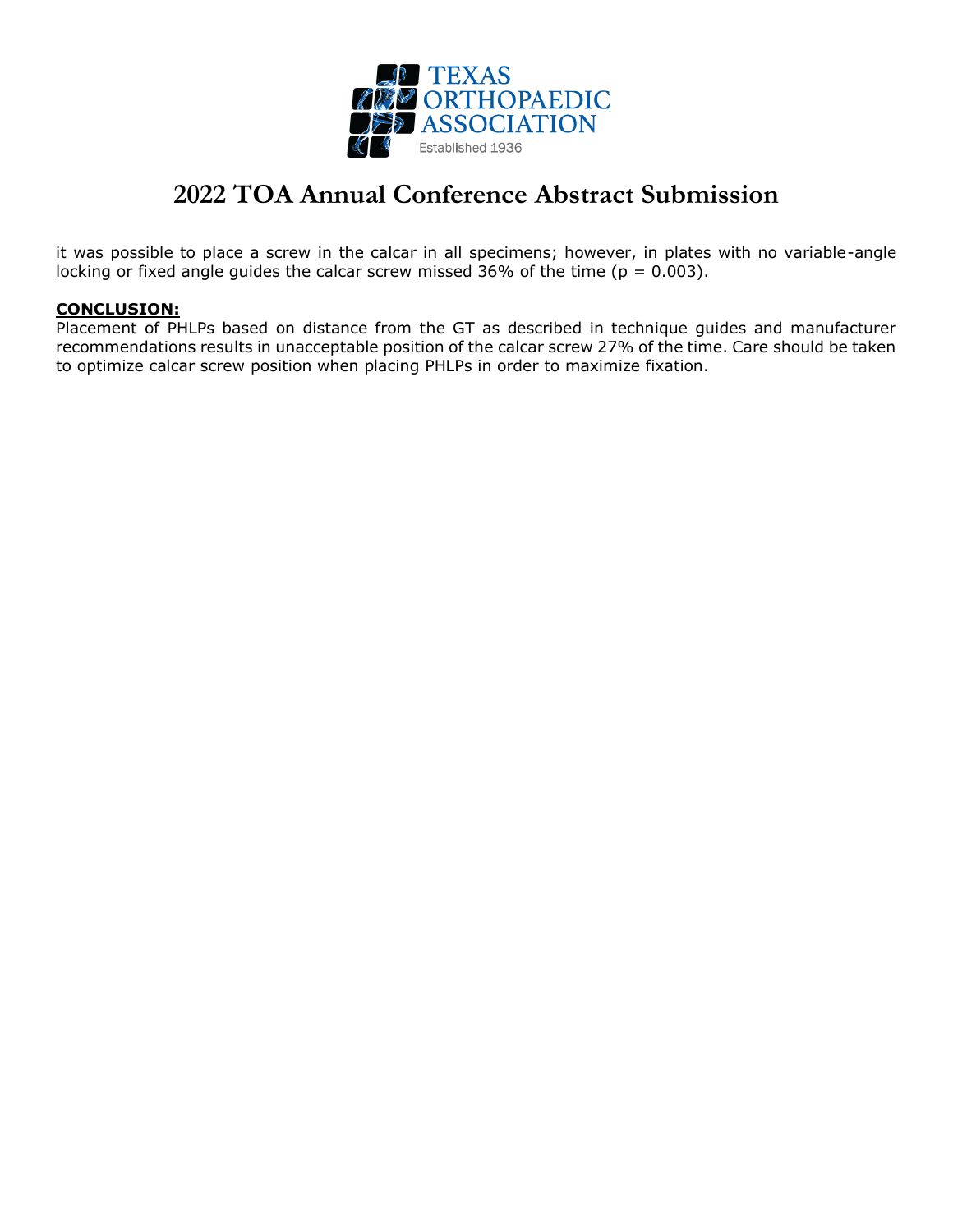it was possible to place a screw in the calcar in all specimens; however, in plates with no variable-angle locking or fixed angle guides the calcar screw missed 36% of the time ($p = 0.003$).

**CONCLUSION:**

Placement of PHLPs based on distance from the GT as described in technique guides and manufacturer recommendations results in unacceptable position of the calcar screw 27% of the time. Care should be taken to optimize calcar screw position when placing PHLPs in order to maximize fixation.